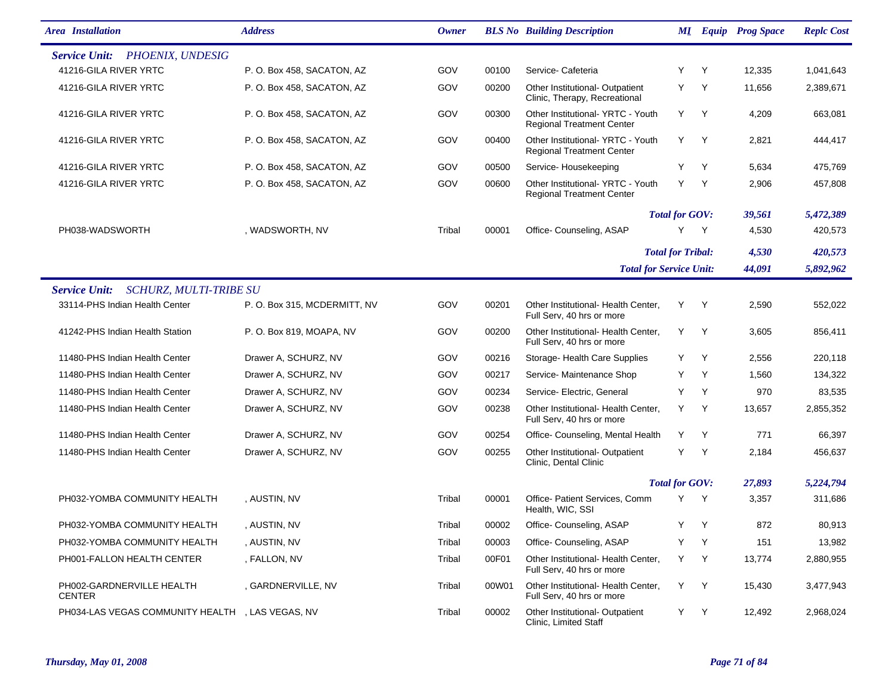| Area Installation | Address | Owner | BLS No | Building Description | MI | Equip | Prog Space | Replc Cost |
|---|---|---|---|---|---|---|---|---|
| ***Service Unit: PHOENIX, UNDESIG*** | | | | | | | | |
| 41216-GILA RIVER YRTC | P. O. Box 458, SACATON, AZ | GOV | 00100 | Service- Cafeteria | Y | Y | 12,335 | 1,041,643 |
| 41216-GILA RIVER YRTC | P. O. Box 458, SACATON, AZ | GOV | 00200 | Other Institutional- Outpatient Clinic, Therapy, Recreational | Y | Y | 11,656 | 2,389,671 |
| 41216-GILA RIVER YRTC | P. O. Box 458, SACATON, AZ | GOV | 00300 | Other Institutional- YRTC - Youth Regional Treatment Center | Y | Y | 4,209 | 663,081 |
| 41216-GILA RIVER YRTC | P. O. Box 458, SACATON, AZ | GOV | 00400 | Other Institutional- YRTC - Youth Regional Treatment Center | Y | Y | 2,821 | 444,417 |
| 41216-GILA RIVER YRTC | P. O. Box 458, SACATON, AZ | GOV | 00500 | Service- Housekeeping | Y | Y | 5,634 | 475,769 |
| 41216-GILA RIVER YRTC | P. O. Box 458, SACATON, AZ | GOV | 00600 | Other Institutional- YRTC - Youth Regional Treatment Center | Y | Y | 2,906 | 457,808 |
| | | | | ***Total for GOV:*** | | | ***39,561*** | ***5,472,389*** |
| PH038-WADSWORTH | , WADSWORTH, NV | Tribal | 00001 | Office- Counseling, ASAP | Y | Y | 4,530 | 420,573 |
| | | | | ***Total for Tribal:*** | | | ***4,530*** | ***420,573*** |
| | | | | ***Total for Service Unit:*** | | | ***44,091*** | ***5,892,962*** |
| ***Service Unit: SCHURZ, MULTI-TRIBE SU*** | | | | | | | | |
| 33114-PHS Indian Health Center | P. O. Box 315, MCDERMITT, NV | GOV | 00201 | Other Institutional- Health Center, Full Serv, 40 hrs or more | Y | Y | 2,590 | 552,022 |
| 41242-PHS Indian Health Station | P. O. Box 819, MOAPA, NV | GOV | 00200 | Other Institutional- Health Center, Full Serv, 40 hrs or more | Y | Y | 3,605 | 856,411 |
| 11480-PHS Indian Health Center | Drawer A, SCHURZ, NV | GOV | 00216 | Storage- Health Care Supplies | Y | Y | 2,556 | 220,118 |
| 11480-PHS Indian Health Center | Drawer A, SCHURZ, NV | GOV | 00217 | Service- Maintenance Shop | Y | Y | 1,560 | 134,322 |
| 11480-PHS Indian Health Center | Drawer A, SCHURZ, NV | GOV | 00234 | Service- Electric, General | Y | Y | 970 | 83,535 |
| 11480-PHS Indian Health Center | Drawer A, SCHURZ, NV | GOV | 00238 | Other Institutional- Health Center, Full Serv, 40 hrs or more | Y | Y | 13,657 | 2,855,352 |
| 11480-PHS Indian Health Center | Drawer A, SCHURZ, NV | GOV | 00254 | Office- Counseling, Mental Health | Y | Y | 771 | 66,397 |
| 11480-PHS Indian Health Center | Drawer A, SCHURZ, NV | GOV | 00255 | Other Institutional- Outpatient Clinic, Dental Clinic | Y | Y | 2,184 | 456,637 |
| | | | | ***Total for GOV:*** | | | ***27,893*** | ***5,224,794*** |
| PH032-YOMBA COMMUNITY HEALTH | , AUSTIN, NV | Tribal | 00001 | Office- Patient Services, Comm Health, WIC, SSI | Y | Y | 3,357 | 311,686 |
| PH032-YOMBA COMMUNITY HEALTH | , AUSTIN, NV | Tribal | 00002 | Office- Counseling, ASAP | Y | Y | 872 | 80,913 |
| PH032-YOMBA COMMUNITY HEALTH | , AUSTIN, NV | Tribal | 00003 | Office- Counseling, ASAP | Y | Y | 151 | 13,982 |
| PH001-FALLON HEALTH CENTER | , FALLON, NV | Tribal | 00F01 | Other Institutional- Health Center, Full Serv, 40 hrs or more | Y | Y | 13,774 | 2,880,955 |
| PH002-GARDNERVILLE HEALTH CENTER | , GARDNERVILLE, NV | Tribal | 00W01 | Other Institutional- Health Center, Full Serv, 40 hrs or more | Y | Y | 15,430 | 3,477,943 |
| PH034-LAS VEGAS COMMUNITY HEALTH | , LAS VEGAS, NV | Tribal | 00002 | Other Institutional- Outpatient Clinic, Limited Staff | Y | Y | 12,492 | 2,968,024 |

*Thursday, May 01, 2008*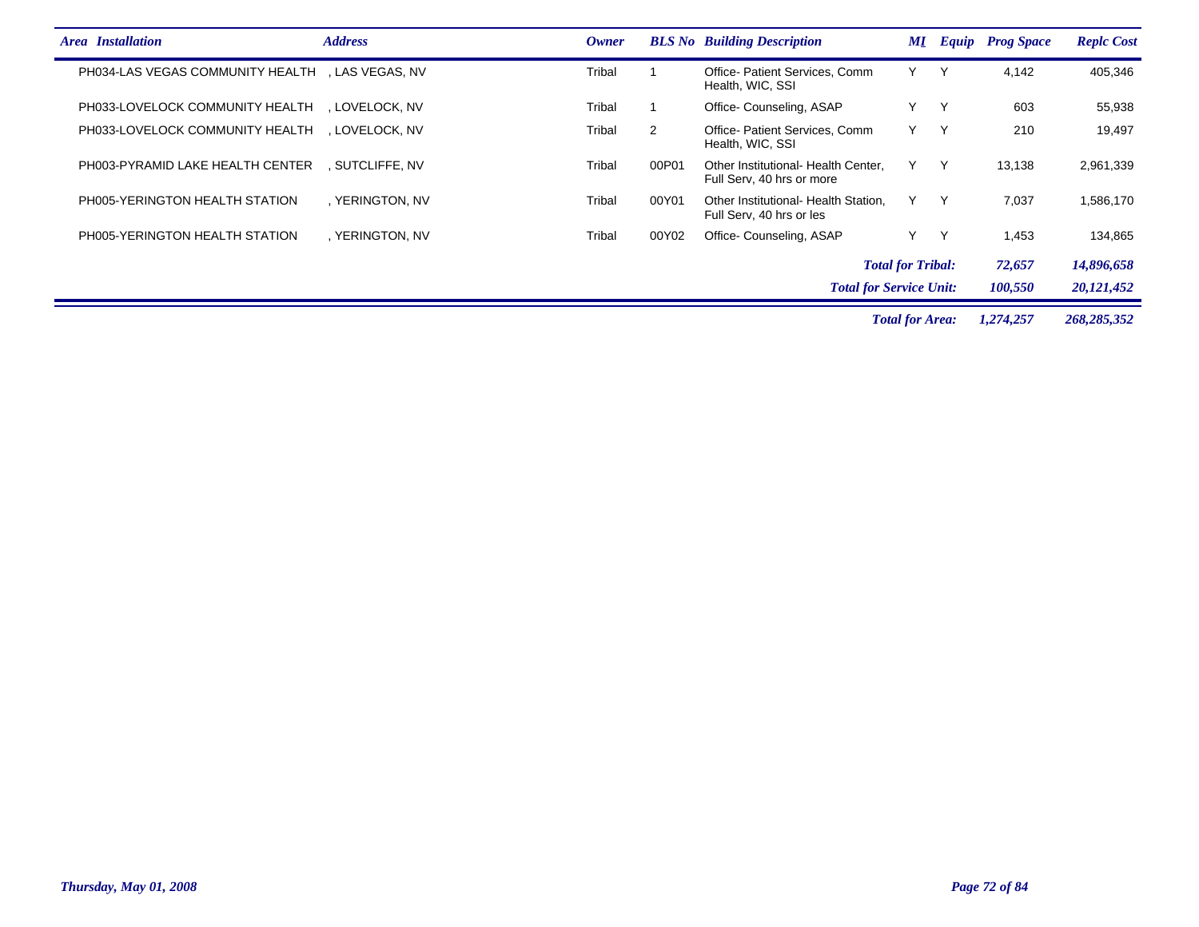| Area | Installation | Address | Owner | BLS No | Building Description | MI | Equip | Prog Space | Replc Cost |
|---|---|---|---|---|---|---|---|---|---|
| | PH034-LAS VEGAS COMMUNITY HEALTH | , LAS VEGAS, NV | Tribal | 1 | Office- Patient Services, Comm Health, WIC, SSI | Y | Y | 4,142 | 405,346 |
| | PH033-LOVELOCK COMMUNITY HEALTH | , LOVELOCK, NV | Tribal | 1 | Office- Counseling, ASAP | Y | Y | 603 | 55,938 |
| | PH033-LOVELOCK COMMUNITY HEALTH | , LOVELOCK, NV | Tribal | 2 | Office- Patient Services, Comm Health, WIC, SSI | Y | Y | 210 | 19,497 |
| | PH003-PYRAMID LAKE HEALTH CENTER | , SUTCLIFFE, NV | Tribal | 00P01 | Other Institutional- Health Center, Full Serv, 40 hrs or more | Y | Y | 13,138 | 2,961,339 |
| | PH005-YERINGTON HEALTH STATION | , YERINGTON, NV | Tribal | 00Y01 | Other Institutional- Health Station, Full Serv, 40 hrs or les | Y | Y | 7,037 | 1,586,170 |
| | PH005-YERINGTON HEALTH STATION | , YERINGTON, NV | Tribal | 00Y02 | Office- Counseling, ASAP | Y | Y | 1,453 | 134,865 |
| | | | | | ***Total for Tribal:*** | | | ***72,657*** | ***14,896,658*** |
| | | | | | ***Total for Service Unit:*** | | | ***100,550*** | ***20,121,452*** |
| | | | | | ***Total for Area:*** | | | ***1,274,257*** | ***268,285,352*** |

*Thursday, May 01, 2008*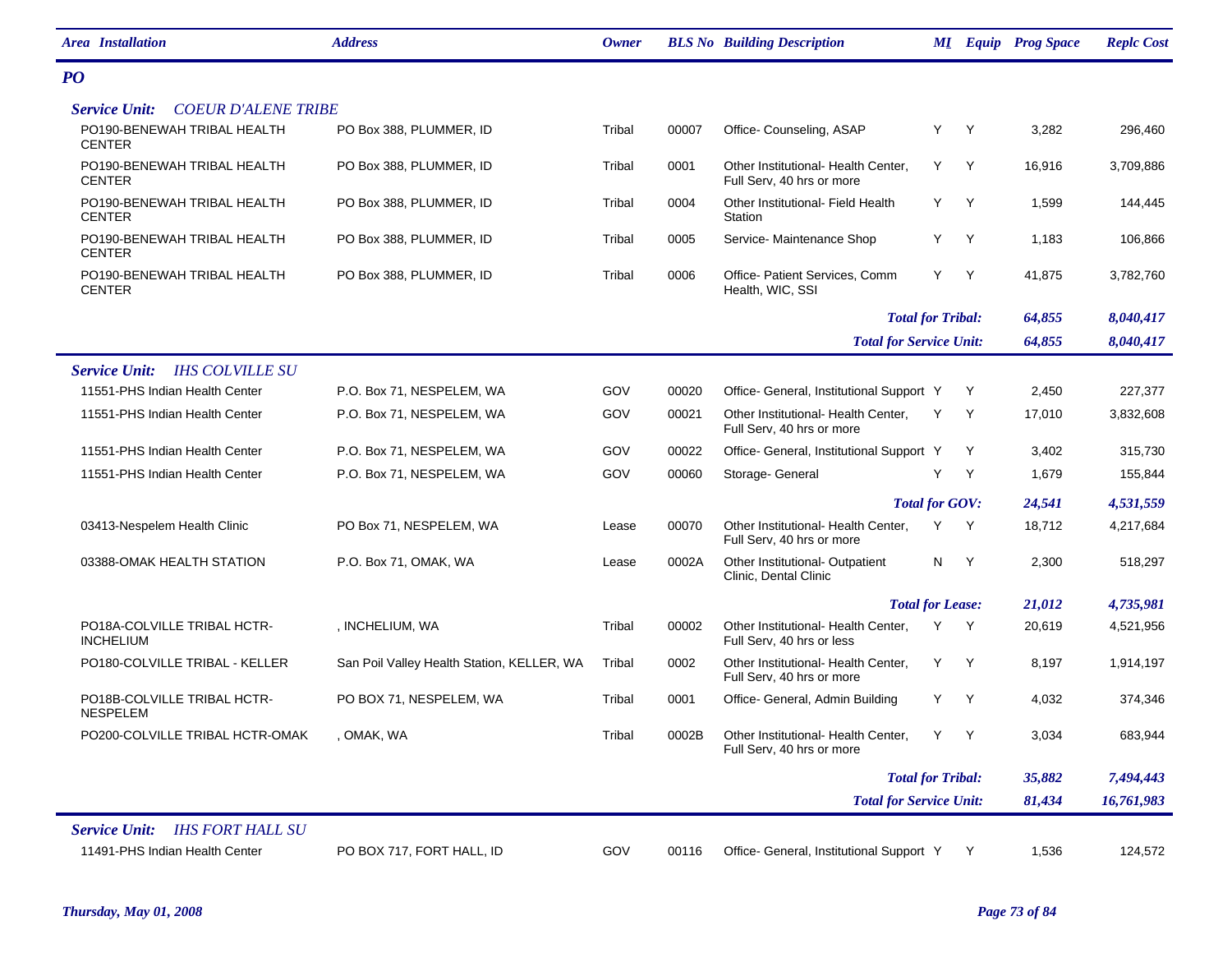| Area | Installation | Address | Owner | BLS No | Building Description | MI | Equip | Prog Space | Replc Cost |
|---|---|---|---|---|---|---|---|---|---|
| **PO** | | | | | | | | | |
| **Service Unit: COEUR D'ALENE TRIBE** | | | | | | | | | |
| | PO190-BENEWAH TRIBAL HEALTH CENTER | PO Box 388, PLUMMER, ID | Tribal | 00007 | Office- Counseling, ASAP | Y | Y | 3,282 | 296,460 |
| | PO190-BENEWAH TRIBAL HEALTH CENTER | PO Box 388, PLUMMER, ID | Tribal | 0001 | Other Institutional- Health Center, Full Serv, 40 hrs or more | Y | Y | 16,916 | 3,709,886 |
| | PO190-BENEWAH TRIBAL HEALTH CENTER | PO Box 388, PLUMMER, ID | Tribal | 0004 | Other Institutional- Field Health Station | Y | Y | 1,599 | 144,445 |
| | PO190-BENEWAH TRIBAL HEALTH CENTER | PO Box 388, PLUMMER, ID | Tribal | 0005 | Service- Maintenance Shop | Y | Y | 1,183 | 106,866 |
| | PO190-BENEWAH TRIBAL HEALTH CENTER | PO Box 388, PLUMMER, ID | Tribal | 0006 | Office- Patient Services, Comm Health, WIC, SSI | Y | Y | 41,875 | 3,782,760 |
| | | | | | | | ***Total for Tribal:*** | ***64,855*** | ***8,040,417*** |
| | | | | | | | ***Total for Service Unit:*** | ***64,855*** | ***8,040,417*** |
| **Service Unit: IHS COLVILLE SU** | | | | | | | | | |
| | 11551-PHS Indian Health Center | P.O. Box 71, NESPELEM, WA | GOV | 00020 | Office- General, Institutional Support | Y | Y | 2,450 | 227,377 |
| | 11551-PHS Indian Health Center | P.O. Box 71, NESPELEM, WA | GOV | 00021 | Other Institutional- Health Center, Full Serv, 40 hrs or more | Y | Y | 17,010 | 3,832,608 |
| | 11551-PHS Indian Health Center | P.O. Box 71, NESPELEM, WA | GOV | 00022 | Office- General, Institutional Support | Y | Y | 3,402 | 315,730 |
| | 11551-PHS Indian Health Center | P.O. Box 71, NESPELEM, WA | GOV | 00060 | Storage- General | Y | Y | 1,679 | 155,844 |
| | | | | | | | ***Total for GOV:*** | ***24,541*** | ***4,531,559*** |
| | 03413-Nespelem Health Clinic | PO Box 71, NESPELEM, WA | Lease | 00070 | Other Institutional- Health Center, Full Serv, 40 hrs or more | Y | Y | 18,712 | 4,217,684 |
| | 03388-OMAK HEALTH STATION | P.O. Box 71, OMAK, WA | Lease | 0002A | Other Institutional- Outpatient Clinic, Dental Clinic | N | Y | 2,300 | 518,297 |
| | | | | | | | ***Total for Lease:*** | ***21,012*** | ***4,735,981*** |
| | PO18A-COLVILLE TRIBAL HCTR-INCHELIUM | , INCHELIUM, WA | Tribal | 00002 | Other Institutional- Health Center, Full Serv, 40 hrs or less | Y | Y | 20,619 | 4,521,956 |
| | PO180-COLVILLE TRIBAL - KELLER | San Poil Valley Health Station, KELLER, WA | Tribal | 0002 | Other Institutional- Health Center, Full Serv, 40 hrs or more | Y | Y | 8,197 | 1,914,197 |
| | PO18B-COLVILLE TRIBAL HCTR-NESPELEM | PO BOX 71, NESPELEM, WA | Tribal | 0001 | Office- General, Admin Building | Y | Y | 4,032 | 374,346 |
| | PO200-COLVILLE TRIBAL HCTR-OMAK | , OMAK, WA | Tribal | 0002B | Other Institutional- Health Center, Full Serv, 40 hrs or more | Y | Y | 3,034 | 683,944 |
| | | | | | | | ***Total for Tribal:*** | ***35,882*** | ***7,494,443*** |
| | | | | | | | ***Total for Service Unit:*** | ***81,434*** | ***16,761,983*** |
| **Service Unit: IHS FORT HALL SU** | | | | | | | | | |
| | 11491-PHS Indian Health Center | PO BOX 717, FORT HALL, ID | GOV | 00116 | Office- General, Institutional Support | Y | Y | 1,536 | 124,572 |

*Thursday, May 01, 2008*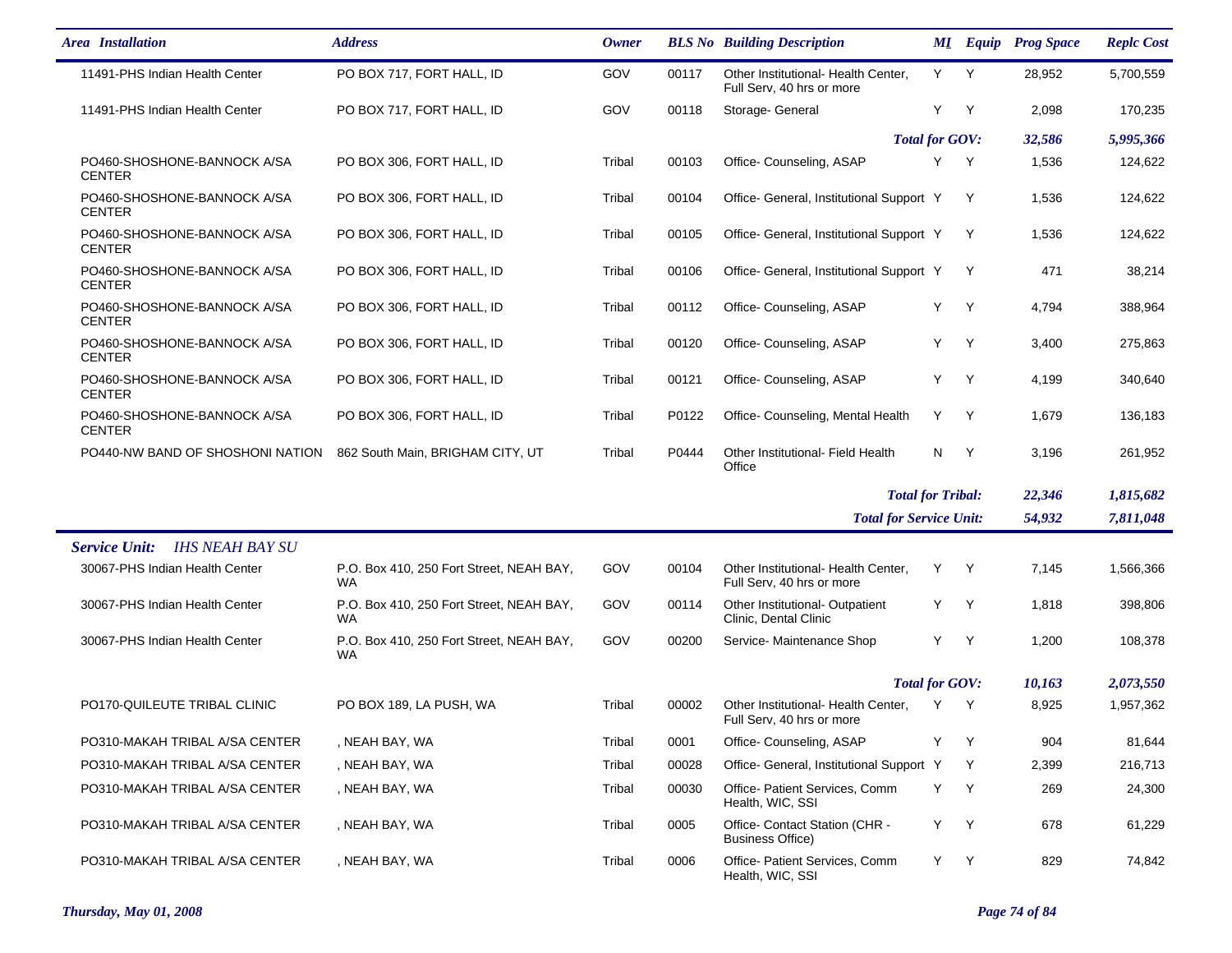| Area Installation | Address | Owner | BLS No | Building Description | MI | Equip | Prog Space | Replc Cost |
|---|---|---|---|---|---|---|---|---|
| 11491-PHS Indian Health Center | PO BOX 717, FORT HALL, ID | GOV | 00117 | Other Institutional- Health Center, Full Serv, 40 hrs or more | Y | Y | 28,952 | 5,700,559 |
| 11491-PHS Indian Health Center | PO BOX 717, FORT HALL, ID | GOV | 00118 | Storage- General | Y | Y | 2,098 | 170,235 |
| | | | | ***Total for GOV:*** | | | ***32,586*** | ***5,995,366*** |
| PO460-SHOSHONE-BANNOCK A/SA CENTER | PO BOX 306, FORT HALL, ID | Tribal | 00103 | Office- Counseling, ASAP | Y | Y | 1,536 | 124,622 |
| PO460-SHOSHONE-BANNOCK A/SA CENTER | PO BOX 306, FORT HALL, ID | Tribal | 00104 | Office- General, Institutional Support | Y | Y | 1,536 | 124,622 |
| PO460-SHOSHONE-BANNOCK A/SA CENTER | PO BOX 306, FORT HALL, ID | Tribal | 00105 | Office- General, Institutional Support | Y | Y | 1,536 | 124,622 |
| PO460-SHOSHONE-BANNOCK A/SA CENTER | PO BOX 306, FORT HALL, ID | Tribal | 00106 | Office- General, Institutional Support | Y | Y | 471 | 38,214 |
| PO460-SHOSHONE-BANNOCK A/SA CENTER | PO BOX 306, FORT HALL, ID | Tribal | 00112 | Office- Counseling, ASAP | Y | Y | 4,794 | 388,964 |
| PO460-SHOSHONE-BANNOCK A/SA CENTER | PO BOX 306, FORT HALL, ID | Tribal | 00120 | Office- Counseling, ASAP | Y | Y | 3,400 | 275,863 |
| PO460-SHOSHONE-BANNOCK A/SA CENTER | PO BOX 306, FORT HALL, ID | Tribal | 00121 | Office- Counseling, ASAP | Y | Y | 4,199 | 340,640 |
| PO460-SHOSHONE-BANNOCK A/SA CENTER | PO BOX 306, FORT HALL, ID | Tribal | P0122 | Office- Counseling, Mental Health | Y | Y | 1,679 | 136,183 |
| PO440-NW BAND OF SHOSHONI NATION | 862 South Main, BRIGHAM CITY, UT | Tribal | P0444 | Other Institutional- Field Health Office | N | Y | 3,196 | 261,952 |
| | | | | ***Total for Tribal:*** | | | ***22,346*** | ***1,815,682*** |
| | | | | ***Total for Service Unit:*** | | | ***54,932*** | ***7,811,048*** |

***Service Unit: IHS NEAH BAY SU***

| Area Installation | Address | Owner | BLS No | Building Description | MI | Equip | Prog Space | Replc Cost |
|---|---|---|---|---|---|---|---|---|
| 30067-PHS Indian Health Center | P.O. Box 410, 250 Fort Street, NEAH BAY, WA | GOV | 00104 | Other Institutional- Health Center, Full Serv, 40 hrs or more | Y | Y | 7,145 | 1,566,366 |
| 30067-PHS Indian Health Center | P.O. Box 410, 250 Fort Street, NEAH BAY, WA | GOV | 00114 | Other Institutional- Outpatient Clinic, Dental Clinic | Y | Y | 1,818 | 398,806 |
| 30067-PHS Indian Health Center | P.O. Box 410, 250 Fort Street, NEAH BAY, WA | GOV | 00200 | Service- Maintenance Shop | Y | Y | 1,200 | 108,378 |
| | | | | ***Total for GOV:*** | | | ***10,163*** | ***2,073,550*** |
| PO170-QUILEUTE TRIBAL CLINIC | PO BOX 189, LA PUSH, WA | Tribal | 00002 | Other Institutional- Health Center, Full Serv, 40 hrs or more | Y | Y | 8,925 | 1,957,362 |
| PO310-MAKAH TRIBAL A/SA CENTER | , NEAH BAY, WA | Tribal | 0001 | Office- Counseling, ASAP | Y | Y | 904 | 81,644 |
| PO310-MAKAH TRIBAL A/SA CENTER | , NEAH BAY, WA | Tribal | 00028 | Office- General, Institutional Support | Y | Y | 2,399 | 216,713 |
| PO310-MAKAH TRIBAL A/SA CENTER | , NEAH BAY, WA | Tribal | 00030 | Office- Patient Services, Comm Health, WIC, SSI | Y | Y | 269 | 24,300 |
| PO310-MAKAH TRIBAL A/SA CENTER | , NEAH BAY, WA | Tribal | 0005 | Office- Contact Station (CHR - Business Office) | Y | Y | 678 | 61,229 |
| PO310-MAKAH TRIBAL A/SA CENTER | , NEAH BAY, WA | Tribal | 0006 | Office- Patient Services, Comm Health, WIC, SSI | Y | Y | 829 | 74,842 |

*Thursday, May 01, 2008*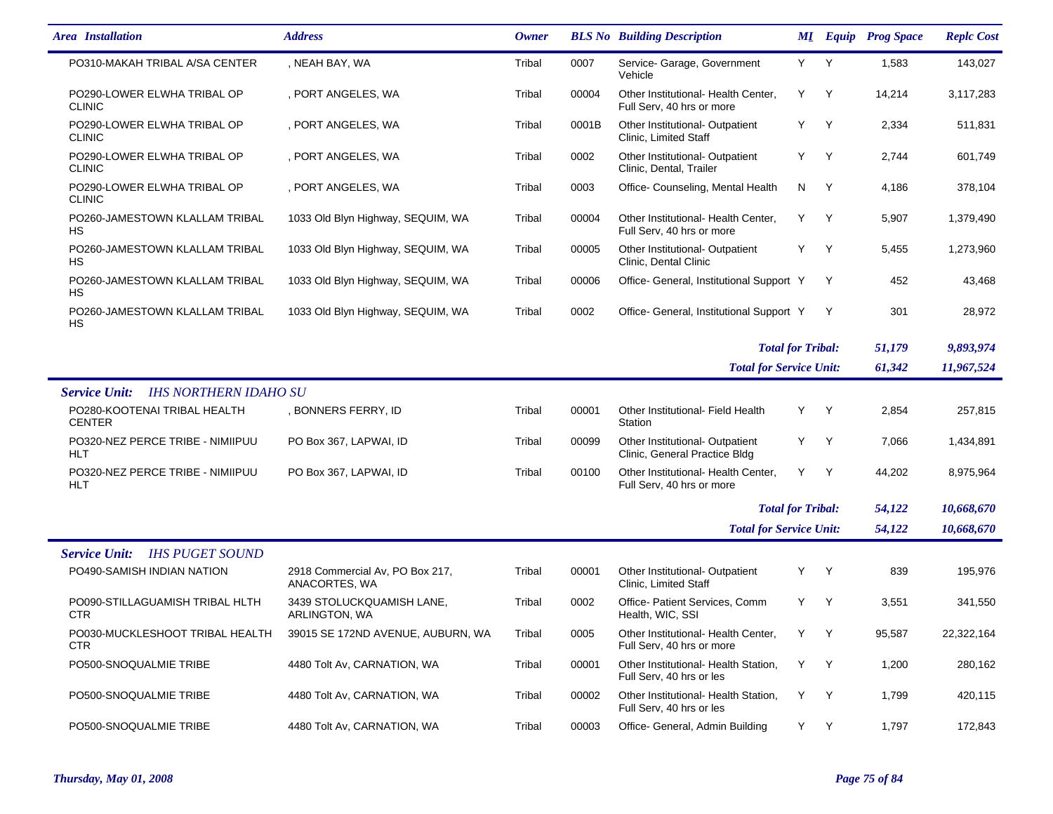| Area Installation | Address | Owner | BLS No | Building Description | MI | Equip | Prog Space | Replc Cost |
|---|---|---|---|---|---|---|---|---|
| PO310-MAKAH TRIBAL A/SA CENTER | , NEAH BAY, WA | Tribal | 0007 | Service- Garage, Government Vehicle | Y | Y | 1,583 | 143,027 |
| PO290-LOWER ELWHA TRIBAL OP CLINIC | , PORT ANGELES, WA | Tribal | 00004 | Other Institutional- Health Center, Full Serv, 40 hrs or more | Y | Y | 14,214 | 3,117,283 |
| PO290-LOWER ELWHA TRIBAL OP CLINIC | , PORT ANGELES, WA | Tribal | 0001B | Other Institutional- Outpatient Clinic, Limited Staff | Y | Y | 2,334 | 511,831 |
| PO290-LOWER ELWHA TRIBAL OP CLINIC | , PORT ANGELES, WA | Tribal | 0002 | Other Institutional- Outpatient Clinic, Dental, Trailer | Y | Y | 2,744 | 601,749 |
| PO290-LOWER ELWHA TRIBAL OP CLINIC | , PORT ANGELES, WA | Tribal | 0003 | Office- Counseling, Mental Health | N | Y | 4,186 | 378,104 |
| PO260-JAMESTOWN KLALLAM TRIBAL HS | 1033 Old Blyn Highway, SEQUIM, WA | Tribal | 00004 | Other Institutional- Health Center, Full Serv, 40 hrs or more | Y | Y | 5,907 | 1,379,490 |
| PO260-JAMESTOWN KLALLAM TRIBAL HS | 1033 Old Blyn Highway, SEQUIM, WA | Tribal | 00005 | Other Institutional- Outpatient Clinic, Dental Clinic | Y | Y | 5,455 | 1,273,960 |
| PO260-JAMESTOWN KLALLAM TRIBAL HS | 1033 Old Blyn Highway, SEQUIM, WA | Tribal | 00006 | Office- General, Institutional Support | Y | Y | 452 | 43,468 |
| PO260-JAMESTOWN KLALLAM TRIBAL HS | 1033 Old Blyn Highway, SEQUIM, WA | Tribal | 0002 | Office- General, Institutional Support | Y | Y | 301 | 28,972 |
| | | | | ***Total for Tribal:*** | | | ***51,179*** | ***9,893,974*** |
| | | | | ***Total for Service Unit:*** | | | ***61,342*** | ***11,967,524*** |

***Service Unit: IHS NORTHERN IDAHO SU***

| Area Installation | Address | Owner | BLS No | Building Description | MI | Equip | Prog Space | Replc Cost |
|---|---|---|---|---|---|---|---|---|
| PO280-KOOTENAI TRIBAL HEALTH CENTER | , BONNERS FERRY, ID | Tribal | 00001 | Other Institutional- Field Health Station | Y | Y | 2,854 | 257,815 |
| PO320-NEZ PERCE TRIBE - NIMIIPUU HLT | PO Box 367, LAPWAI, ID | Tribal | 00099 | Other Institutional- Outpatient Clinic, General Practice Bldg | Y | Y | 7,066 | 1,434,891 |
| PO320-NEZ PERCE TRIBE - NIMIIPUU HLT | PO Box 367, LAPWAI, ID | Tribal | 00100 | Other Institutional- Health Center, Full Serv, 40 hrs or more | Y | Y | 44,202 | 8,975,964 |
| | | | | ***Total for Tribal:*** | | | ***54,122*** | ***10,668,670*** |
| | | | | ***Total for Service Unit:*** | | | ***54,122*** | ***10,668,670*** |

***Service Unit: IHS PUGET SOUND***

| Area Installation | Address | Owner | BLS No | Building Description | MI | Equip | Prog Space | Replc Cost |
|---|---|---|---|---|---|---|---|---|
| PO490-SAMISH INDIAN NATION | 2918 Commercial Av, PO Box 217, ANACORTES, WA | Tribal | 00001 | Other Institutional- Outpatient Clinic, Limited Staff | Y | Y | 839 | 195,976 |
| PO090-STILLAGUAMISH TRIBAL HLTH CTR | 3439 STOLUCKQUAMISH LANE, ARLINGTON, WA | Tribal | 0002 | Office- Patient Services, Comm Health, WIC, SSI | Y | Y | 3,551 | 341,550 |
| PO030-MUCKLESHOOT TRIBAL HEALTH CTR | 39015 SE 172ND AVENUE, AUBURN, WA | Tribal | 0005 | Other Institutional- Health Center, Full Serv, 40 hrs or more | Y | Y | 95,587 | 22,322,164 |
| PO500-SNOQUALMIE TRIBE | 4480 Tolt Av, CARNATION, WA | Tribal | 00001 | Other Institutional- Health Station, Full Serv, 40 hrs or les | Y | Y | 1,200 | 280,162 |
| PO500-SNOQUALMIE TRIBE | 4480 Tolt Av, CARNATION, WA | Tribal | 00002 | Other Institutional- Health Station, Full Serv, 40 hrs or les | Y | Y | 1,799 | 420,115 |
| PO500-SNOQUALMIE TRIBE | 4480 Tolt Av, CARNATION, WA | Tribal | 00003 | Office- General, Admin Building | Y | Y | 1,797 | 172,843 |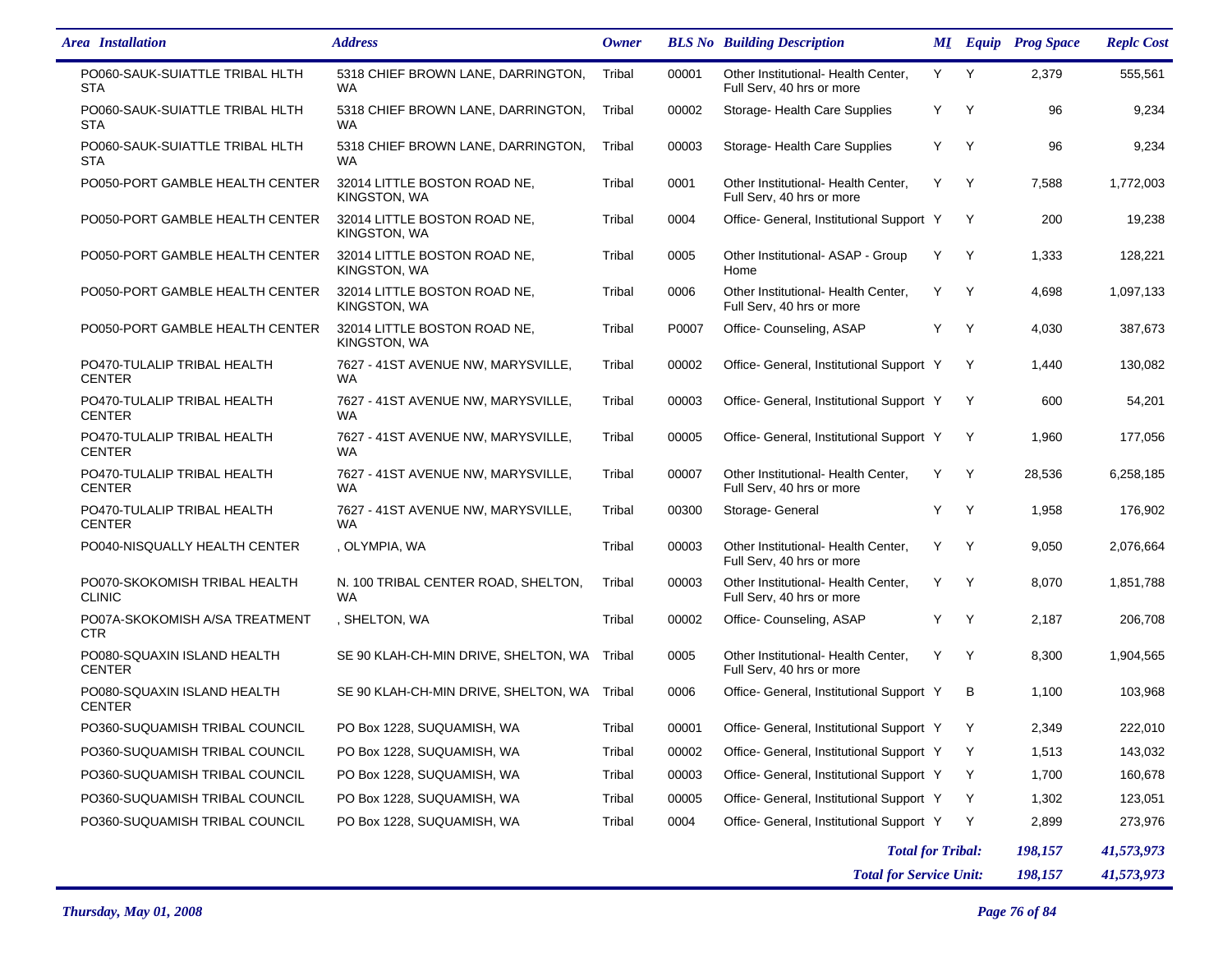| Area | Installation | Address | Owner | BLS No | Building Description | MI | Equip | Prog Space | Replc Cost |
|---|---|---|---|---|---|---|---|---|---|
| | PO060-SAUK-SUIATTLE TRIBAL HLTH STA | 5318 CHIEF BROWN LANE, DARRINGTON, WA | Tribal | 00001 | Other Institutional- Health Center, Full Serv, 40 hrs or more | Y | Y | 2,379 | 555,561 |
| | PO060-SAUK-SUIATTLE TRIBAL HLTH STA | 5318 CHIEF BROWN LANE, DARRINGTON, WA | Tribal | 00002 | Storage- Health Care Supplies | Y | Y | 96 | 9,234 |
| | PO060-SAUK-SUIATTLE TRIBAL HLTH STA | 5318 CHIEF BROWN LANE, DARRINGTON, WA | Tribal | 00003 | Storage- Health Care Supplies | Y | Y | 96 | 9,234 |
| | PO050-PORT GAMBLE HEALTH CENTER | 32014 LITTLE BOSTON ROAD NE, KINGSTON, WA | Tribal | 0001 | Other Institutional- Health Center, Full Serv, 40 hrs or more | Y | Y | 7,588 | 1,772,003 |
| | PO050-PORT GAMBLE HEALTH CENTER | 32014 LITTLE BOSTON ROAD NE, KINGSTON, WA | Tribal | 0004 | Office- General, Institutional Support | Y | Y | 200 | 19,238 |
| | PO050-PORT GAMBLE HEALTH CENTER | 32014 LITTLE BOSTON ROAD NE, KINGSTON, WA | Tribal | 0005 | Other Institutional- ASAP - Group Home | Y | Y | 1,333 | 128,221 |
| | PO050-PORT GAMBLE HEALTH CENTER | 32014 LITTLE BOSTON ROAD NE, KINGSTON, WA | Tribal | 0006 | Other Institutional- Health Center, Full Serv, 40 hrs or more | Y | Y | 4,698 | 1,097,133 |
| | PO050-PORT GAMBLE HEALTH CENTER | 32014 LITTLE BOSTON ROAD NE, KINGSTON, WA | Tribal | P0007 | Office- Counseling, ASAP | Y | Y | 4,030 | 387,673 |
| | PO470-TULALIP TRIBAL HEALTH CENTER | 7627 - 41ST AVENUE NW, MARYSVILLE, WA | Tribal | 00002 | Office- General, Institutional Support | Y | Y | 1,440 | 130,082 |
| | PO470-TULALIP TRIBAL HEALTH CENTER | 7627 - 41ST AVENUE NW, MARYSVILLE, WA | Tribal | 00003 | Office- General, Institutional Support | Y | Y | 600 | 54,201 |
| | PO470-TULALIP TRIBAL HEALTH CENTER | 7627 - 41ST AVENUE NW, MARYSVILLE, WA | Tribal | 00005 | Office- General, Institutional Support | Y | Y | 1,960 | 177,056 |
| | PO470-TULALIP TRIBAL HEALTH CENTER | 7627 - 41ST AVENUE NW, MARYSVILLE, WA | Tribal | 00007 | Other Institutional- Health Center, Full Serv, 40 hrs or more | Y | Y | 28,536 | 6,258,185 |
| | PO470-TULALIP TRIBAL HEALTH CENTER | 7627 - 41ST AVENUE NW, MARYSVILLE, WA | Tribal | 00300 | Storage- General | Y | Y | 1,958 | 176,902 |
| | PO040-NISQUALLY HEALTH CENTER | , OLYMPIA, WA | Tribal | 00003 | Other Institutional- Health Center, Full Serv, 40 hrs or more | Y | Y | 9,050 | 2,076,664 |
| | PO070-SKOKOMISH TRIBAL HEALTH CLINIC | N. 100 TRIBAL CENTER ROAD, SHELTON, WA | Tribal | 00003 | Other Institutional- Health Center, Full Serv, 40 hrs or more | Y | Y | 8,070 | 1,851,788 |
| | PO07A-SKOKOMISH A/SA TREATMENT CTR | , SHELTON, WA | Tribal | 00002 | Office- Counseling, ASAP | Y | Y | 2,187 | 206,708 |
| | PO080-SQUAXIN ISLAND HEALTH CENTER | SE 90 KLAH-CH-MIN DRIVE, SHELTON, WA | Tribal | 0005 | Other Institutional- Health Center, Full Serv, 40 hrs or more | Y | Y | 8,300 | 1,904,565 |
| | PO080-SQUAXIN ISLAND HEALTH CENTER | SE 90 KLAH-CH-MIN DRIVE, SHELTON, WA | Tribal | 0006 | Office- General, Institutional Support | Y | B | 1,100 | 103,968 |
| | PO360-SUQUAMISH TRIBAL COUNCIL | PO Box 1228, SUQUAMISH, WA | Tribal | 00001 | Office- General, Institutional Support | Y | Y | 2,349 | 222,010 |
| | PO360-SUQUAMISH TRIBAL COUNCIL | PO Box 1228, SUQUAMISH, WA | Tribal | 00002 | Office- General, Institutional Support | Y | Y | 1,513 | 143,032 |
| | PO360-SUQUAMISH TRIBAL COUNCIL | PO Box 1228, SUQUAMISH, WA | Tribal | 00003 | Office- General, Institutional Support | Y | Y | 1,700 | 160,678 |
| | PO360-SUQUAMISH TRIBAL COUNCIL | PO Box 1228, SUQUAMISH, WA | Tribal | 00005 | Office- General, Institutional Support | Y | Y | 1,302 | 123,051 |
| | PO360-SUQUAMISH TRIBAL COUNCIL | PO Box 1228, SUQUAMISH, WA | Tribal | 0004 | Office- General, Institutional Support | Y | Y | 2,899 | 273,976 |
| | | | | | | | ***Total for Tribal:*** | ***198,157*** | ***41,573,973*** |
| | | | | | | | ***Total for Service Unit:*** | ***198,157*** | ***41,573,973*** |

*Thursday, May 01, 2008*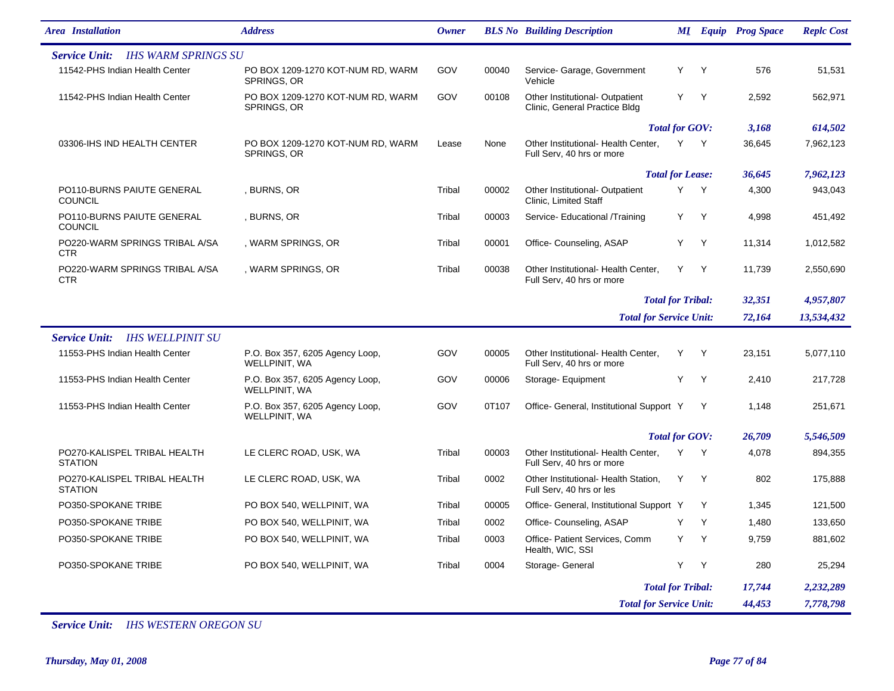| Area Installation | Address | Owner | BLS No | Building Description | MI | Equip | Prog Space | Replc Cost |
|---|---|---|---|---|---|---|---|---|
| ***Service Unit: IHS WARM SPRINGS SU*** | | | | | | | | |
| 11542-PHS Indian Health Center | PO BOX 1209-1270 KOT-NUM RD, WARM SPRINGS, OR | GOV | 00040 | Service- Garage, Government Vehicle | Y | Y | 576 | 51,531 |
| 11542-PHS Indian Health Center | PO BOX 1209-1270 KOT-NUM RD, WARM SPRINGS, OR | GOV | 00108 | Other Institutional- Outpatient Clinic, General Practice Bldg | Y | Y | 2,592 | 562,971 |
| | | | | ***Total for GOV:*** | | | ***3,168*** | ***614,502*** |
| 03306-IHS IND HEALTH CENTER | PO BOX 1209-1270 KOT-NUM RD, WARM SPRINGS, OR | Lease | None | Other Institutional- Health Center, Full Serv, 40 hrs or more | Y | Y | 36,645 | 7,962,123 |
| | | | | ***Total for Lease:*** | | | ***36,645*** | ***7,962,123*** |
| PO110-BURNS PAIUTE GENERAL COUNCIL | , BURNS, OR | Tribal | 00002 | Other Institutional- Outpatient Clinic, Limited Staff | Y | Y | 4,300 | 943,043 |
| PO110-BURNS PAIUTE GENERAL COUNCIL | , BURNS, OR | Tribal | 00003 | Service- Educational /Training | Y | Y | 4,998 | 451,492 |
| PO220-WARM SPRINGS TRIBAL A/SA CTR | , WARM SPRINGS, OR | Tribal | 00001 | Office- Counseling, ASAP | Y | Y | 11,314 | 1,012,582 |
| PO220-WARM SPRINGS TRIBAL A/SA CTR | , WARM SPRINGS, OR | Tribal | 00038 | Other Institutional- Health Center, Full Serv, 40 hrs or more | Y | Y | 11,739 | 2,550,690 |
| | | | | ***Total for Tribal:*** | | | ***32,351*** | ***4,957,807*** |
| | | | | ***Total for Service Unit:*** | | | ***72,164*** | ***13,534,432*** |
| ***Service Unit: IHS WELLPINIT SU*** | | | | | | | | |
| 11553-PHS Indian Health Center | P.O. Box 357, 6205 Agency Loop, WELLPINIT, WA | GOV | 00005 | Other Institutional- Health Center, Full Serv, 40 hrs or more | Y | Y | 23,151 | 5,077,110 |
| 11553-PHS Indian Health Center | P.O. Box 357, 6205 Agency Loop, WELLPINIT, WA | GOV | 00006 | Storage- Equipment | Y | Y | 2,410 | 217,728 |
| 11553-PHS Indian Health Center | P.O. Box 357, 6205 Agency Loop, WELLPINIT, WA | GOV | 0T107 | Office- General, Institutional Support | Y | Y | 1,148 | 251,671 |
| | | | | ***Total for GOV:*** | | | ***26,709*** | ***5,546,509*** |
| PO270-KALISPEL TRIBAL HEALTH STATION | LE CLERC ROAD, USK, WA | Tribal | 00003 | Other Institutional- Health Center, Full Serv, 40 hrs or more | Y | Y | 4,078 | 894,355 |
| PO270-KALISPEL TRIBAL HEALTH STATION | LE CLERC ROAD, USK, WA | Tribal | 0002 | Other Institutional- Health Station, Full Serv, 40 hrs or les | Y | Y | 802 | 175,888 |
| PO350-SPOKANE TRIBE | PO BOX 540, WELLPINIT, WA | Tribal | 00005 | Office- General, Institutional Support | Y | Y | 1,345 | 121,500 |
| PO350-SPOKANE TRIBE | PO BOX 540, WELLPINIT, WA | Tribal | 0002 | Office- Counseling, ASAP | Y | Y | 1,480 | 133,650 |
| PO350-SPOKANE TRIBE | PO BOX 540, WELLPINIT, WA | Tribal | 0003 | Office- Patient Services, Comm Health, WIC, SSI | Y | Y | 9,759 | 881,602 |
| PO350-SPOKANE TRIBE | PO BOX 540, WELLPINIT, WA | Tribal | 0004 | Storage- General | Y | Y | 280 | 25,294 |
| | | | | ***Total for Tribal:*** | | | ***17,744*** | ***2,232,289*** |
| | | | | ***Total for Service Unit:*** | | | ***44,453*** | ***7,778,798*** |

***Service Unit: IHS WESTERN OREGON SU***

*Thursday, May 01, 2008*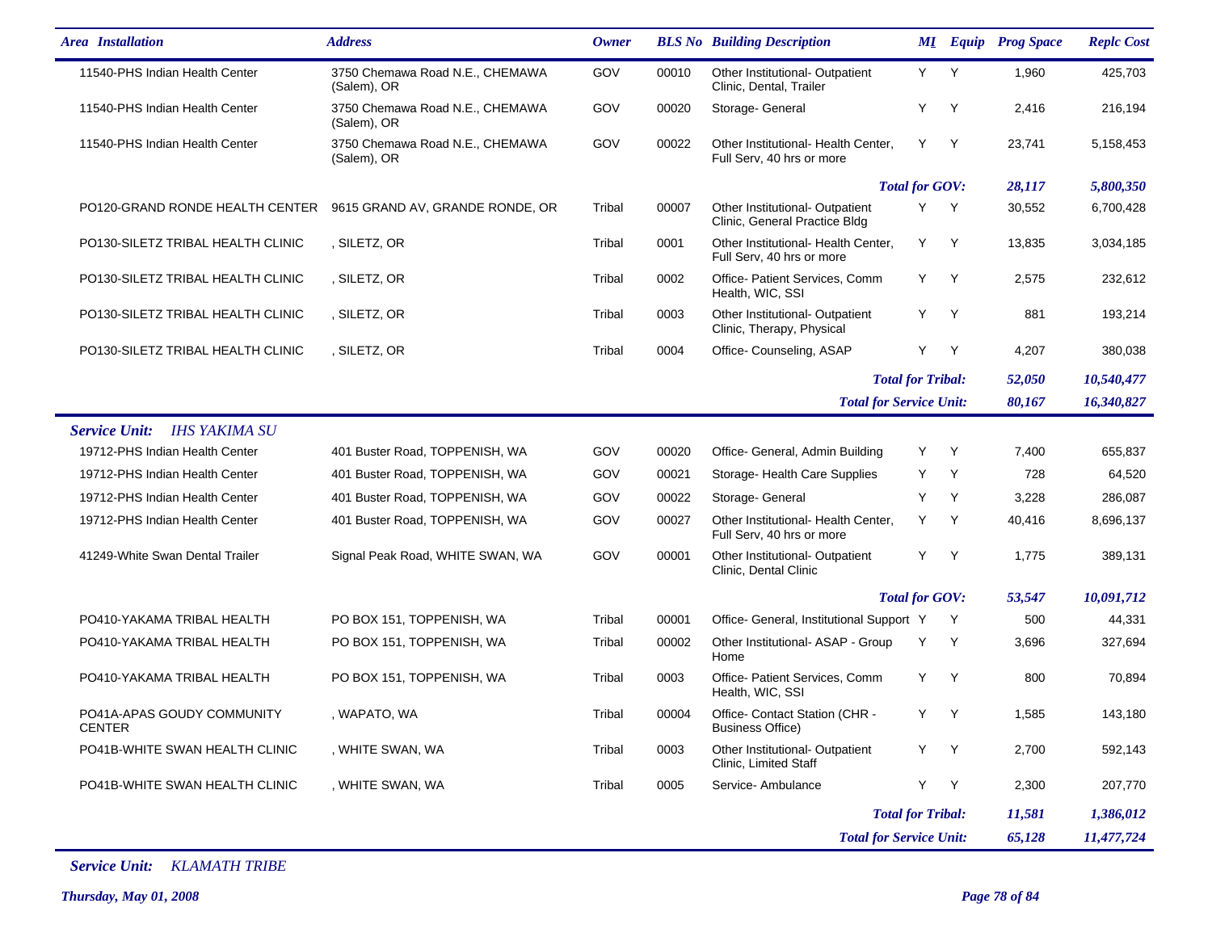| Area Installation | Address | Owner | BLS No | Building Description | MI | Equip | Prog Space | Replc Cost |
|---|---|---|---|---|---|---|---|---|
| 11540-PHS Indian Health Center | 3750 Chemawa Road N.E., CHEMAWA (Salem), OR | GOV | 00010 | Other Institutional- Outpatient Clinic, Dental, Trailer | Y | Y | 1,960 | 425,703 |
| 11540-PHS Indian Health Center | 3750 Chemawa Road N.E., CHEMAWA (Salem), OR | GOV | 00020 | Storage- General | Y | Y | 2,416 | 216,194 |
| 11540-PHS Indian Health Center | 3750 Chemawa Road N.E., CHEMAWA (Salem), OR | GOV | 00022 | Other Institutional- Health Center, Full Serv, 40 hrs or more | Y | Y | 23,741 | 5,158,453 |
| | | | | ***Total for GOV:*** | | | ***28,117*** | ***5,800,350*** |
| PO120-GRAND RONDE HEALTH CENTER | 9615 GRAND AV, GRANDE RONDE, OR | Tribal | 00007 | Other Institutional- Outpatient Clinic, General Practice Bldg | Y | Y | 30,552 | 6,700,428 |
| PO130-SILETZ TRIBAL HEALTH CLINIC | , SILETZ, OR | Tribal | 0001 | Other Institutional- Health Center, Full Serv, 40 hrs or more | Y | Y | 13,835 | 3,034,185 |
| PO130-SILETZ TRIBAL HEALTH CLINIC | , SILETZ, OR | Tribal | 0002 | Office- Patient Services, Comm Health, WIC, SSI | Y | Y | 2,575 | 232,612 |
| PO130-SILETZ TRIBAL HEALTH CLINIC | , SILETZ, OR | Tribal | 0003 | Other Institutional- Outpatient Clinic, Therapy, Physical | Y | Y | 881 | 193,214 |
| PO130-SILETZ TRIBAL HEALTH CLINIC | , SILETZ, OR | Tribal | 0004 | Office- Counseling, ASAP | Y | Y | 4,207 | 380,038 |
| | | | | ***Total for Tribal:*** | | | ***52,050*** | ***10,540,477*** |
| | | | | ***Total for Service Unit:*** | | | ***80,167*** | ***16,340,827*** |

***Service Unit: IHS YAKIMA SU***

| Area Installation | Address | Owner | BLS No | Building Description | MI | Equip | Prog Space | Replc Cost |
|---|---|---|---|---|---|---|---|---|
| 19712-PHS Indian Health Center | 401 Buster Road, TOPPENISH, WA | GOV | 00020 | Office- General, Admin Building | Y | Y | 7,400 | 655,837 |
| 19712-PHS Indian Health Center | 401 Buster Road, TOPPENISH, WA | GOV | 00021 | Storage- Health Care Supplies | Y | Y | 728 | 64,520 |
| 19712-PHS Indian Health Center | 401 Buster Road, TOPPENISH, WA | GOV | 00022 | Storage- General | Y | Y | 3,228 | 286,087 |
| 19712-PHS Indian Health Center | 401 Buster Road, TOPPENISH, WA | GOV | 00027 | Other Institutional- Health Center, Full Serv, 40 hrs or more | Y | Y | 40,416 | 8,696,137 |
| 41249-White Swan Dental Trailer | Signal Peak Road, WHITE SWAN, WA | GOV | 00001 | Other Institutional- Outpatient Clinic, Dental Clinic | Y | Y | 1,775 | 389,131 |
| | | | | ***Total for GOV:*** | | | ***53,547*** | ***10,091,712*** |
| PO410-YAKAMA TRIBAL HEALTH | PO BOX 151, TOPPENISH, WA | Tribal | 00001 | Office- General, Institutional Support | Y | Y | 500 | 44,331 |
| PO410-YAKAMA TRIBAL HEALTH | PO BOX 151, TOPPENISH, WA | Tribal | 00002 | Other Institutional- ASAP - Group Home | Y | Y | 3,696 | 327,694 |
| PO410-YAKAMA TRIBAL HEALTH | PO BOX 151, TOPPENISH, WA | Tribal | 0003 | Office- Patient Services, Comm Health, WIC, SSI | Y | Y | 800 | 70,894 |
| PO41A-APAS GOUDY COMMUNITY CENTER | , WAPATO, WA | Tribal | 00004 | Office- Contact Station (CHR - Business Office) | Y | Y | 1,585 | 143,180 |
| PO41B-WHITE SWAN HEALTH CLINIC | , WHITE SWAN, WA | Tribal | 0003 | Other Institutional- Outpatient Clinic, Limited Staff | Y | Y | 2,700 | 592,143 |
| PO41B-WHITE SWAN HEALTH CLINIC | , WHITE SWAN, WA | Tribal | 0005 | Service- Ambulance | Y | Y | 2,300 | 207,770 |
| | | | | ***Total for Tribal:*** | | | ***11,581*** | ***1,386,012*** |
| | | | | ***Total for Service Unit:*** | | | ***65,128*** | ***11,477,724*** |

***Service Unit: KLAMATH TRIBE***

*Thursday, May 01, 2008*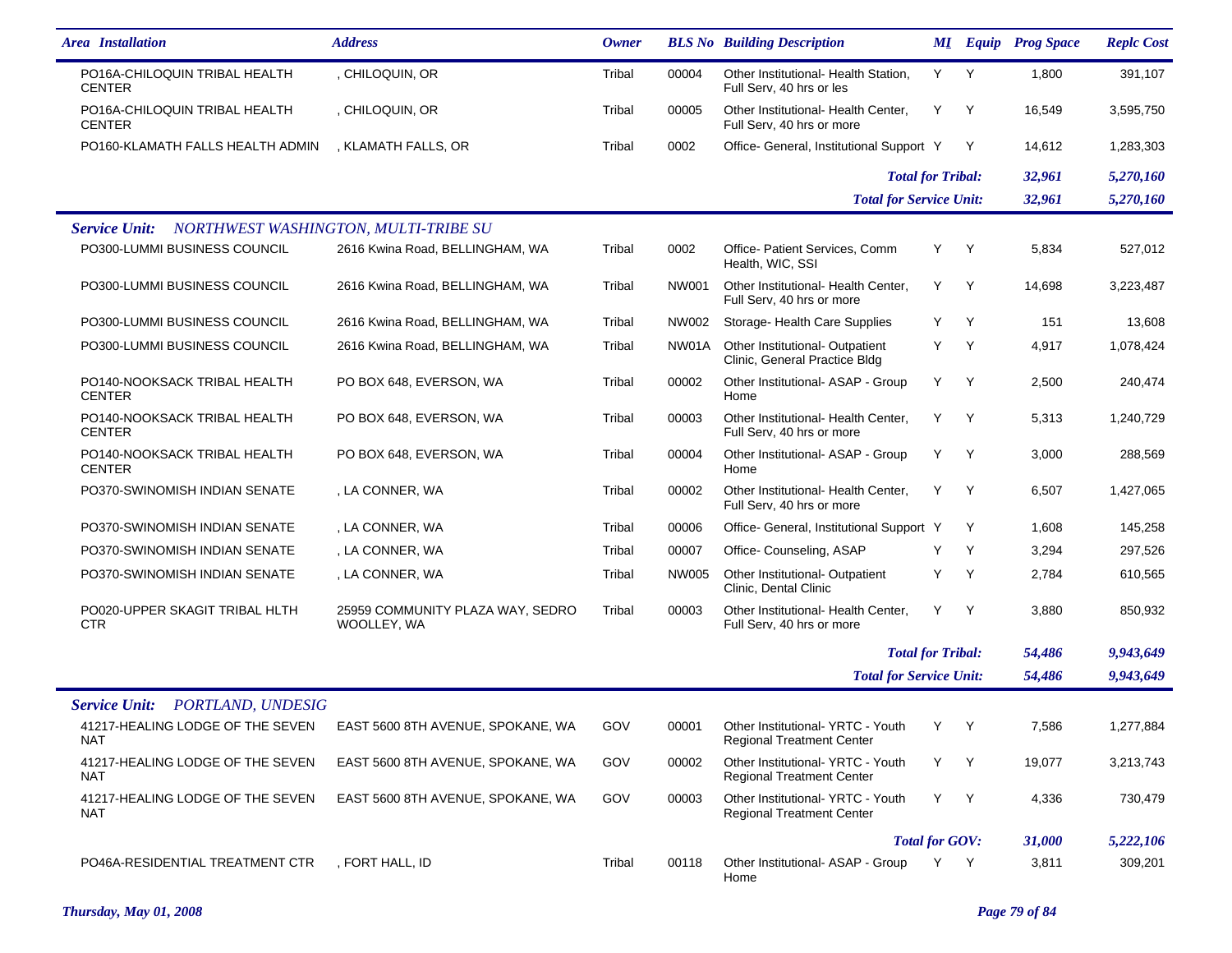| Area Installation | Address | Owner | BLS No | Building Description | MI | Equip | Prog Space | Replc Cost |
|---|---|---|---|---|---|---|---|---|
| PO16A-CHILOQUIN TRIBAL HEALTH CENTER | , CHILOQUIN, OR | Tribal | 00004 | Other Institutional- Health Station, Full Serv, 40 hrs or les | Y | Y | 1,800 | 391,107 |
| PO16A-CHILOQUIN TRIBAL HEALTH CENTER | , CHILOQUIN, OR | Tribal | 00005 | Other Institutional- Health Center, Full Serv, 40 hrs or more | Y | Y | 16,549 | 3,595,750 |
| PO160-KLAMATH FALLS HEALTH ADMIN | , KLAMATH FALLS, OR | Tribal | 0002 | Office- General, Institutional Support | Y | Y | 14,612 | 1,283,303 |
| | | | | ***Total for Tribal:*** | | | ***32,961*** | ***5,270,160*** |
| | | | | ***Total for Service Unit:*** | | | ***32,961*** | ***5,270,160*** |
| ***Service Unit: NORTHWEST WASHINGTON, MULTI-TRIBE SU*** | | | | | | | | |
| PO300-LUMMI BUSINESS COUNCIL | 2616 Kwina Road, BELLINGHAM, WA | Tribal | 0002 | Office- Patient Services, Comm Health, WIC, SSI | Y | Y | 5,834 | 527,012 |
| PO300-LUMMI BUSINESS COUNCIL | 2616 Kwina Road, BELLINGHAM, WA | Tribal | NW001 | Other Institutional- Health Center, Full Serv, 40 hrs or more | Y | Y | 14,698 | 3,223,487 |
| PO300-LUMMI BUSINESS COUNCIL | 2616 Kwina Road, BELLINGHAM, WA | Tribal | NW002 | Storage- Health Care Supplies | Y | Y | 151 | 13,608 |
| PO300-LUMMI BUSINESS COUNCIL | 2616 Kwina Road, BELLINGHAM, WA | Tribal | NW01A | Other Institutional- Outpatient Clinic, General Practice Bldg | Y | Y | 4,917 | 1,078,424 |
| PO140-NOOKSACK TRIBAL HEALTH CENTER | PO BOX 648, EVERSON, WA | Tribal | 00002 | Other Institutional- ASAP - Group Home | Y | Y | 2,500 | 240,474 |
| PO140-NOOKSACK TRIBAL HEALTH CENTER | PO BOX 648, EVERSON, WA | Tribal | 00003 | Other Institutional- Health Center, Full Serv, 40 hrs or more | Y | Y | 5,313 | 1,240,729 |
| PO140-NOOKSACK TRIBAL HEALTH CENTER | PO BOX 648, EVERSON, WA | Tribal | 00004 | Other Institutional- ASAP - Group Home | Y | Y | 3,000 | 288,569 |
| PO370-SWINOMISH INDIAN SENATE | , LA CONNER, WA | Tribal | 00002 | Other Institutional- Health Center, Full Serv, 40 hrs or more | Y | Y | 6,507 | 1,427,065 |
| PO370-SWINOMISH INDIAN SENATE | , LA CONNER, WA | Tribal | 00006 | Office- General, Institutional Support | Y | Y | 1,608 | 145,258 |
| PO370-SWINOMISH INDIAN SENATE | , LA CONNER, WA | Tribal | 00007 | Office- Counseling, ASAP | Y | Y | 3,294 | 297,526 |
| PO370-SWINOMISH INDIAN SENATE | , LA CONNER, WA | Tribal | NW005 | Other Institutional- Outpatient Clinic, Dental Clinic | Y | Y | 2,784 | 610,565 |
| PO020-UPPER SKAGIT TRIBAL HLTH CTR | 25959 COMMUNITY PLAZA WAY, SEDRO WOOLLEY, WA | Tribal | 00003 | Other Institutional- Health Center, Full Serv, 40 hrs or more | Y | Y | 3,880 | 850,932 |
| | | | | ***Total for Tribal:*** | | | ***54,486*** | ***9,943,649*** |
| | | | | ***Total for Service Unit:*** | | | ***54,486*** | ***9,943,649*** |
| ***Service Unit: PORTLAND, UNDESIG*** | | | | | | | | |
| 41217-HEALING LODGE OF THE SEVEN NAT | EAST 5600 8TH AVENUE, SPOKANE, WA | GOV | 00001 | Other Institutional- YRTC - Youth Regional Treatment Center | Y | Y | 7,586 | 1,277,884 |
| 41217-HEALING LODGE OF THE SEVEN NAT | EAST 5600 8TH AVENUE, SPOKANE, WA | GOV | 00002 | Other Institutional- YRTC - Youth Regional Treatment Center | Y | Y | 19,077 | 3,213,743 |
| 41217-HEALING LODGE OF THE SEVEN NAT | EAST 5600 8TH AVENUE, SPOKANE, WA | GOV | 00003 | Other Institutional- YRTC - Youth Regional Treatment Center | Y | Y | 4,336 | 730,479 |
| | | | | ***Total for GOV:*** | | | ***31,000*** | ***5,222,106*** |
| PO46A-RESIDENTIAL TREATMENT CTR | , FORT HALL, ID | Tribal | 00118 | Other Institutional- ASAP - Group Home | Y | Y | 3,811 | 309,201 |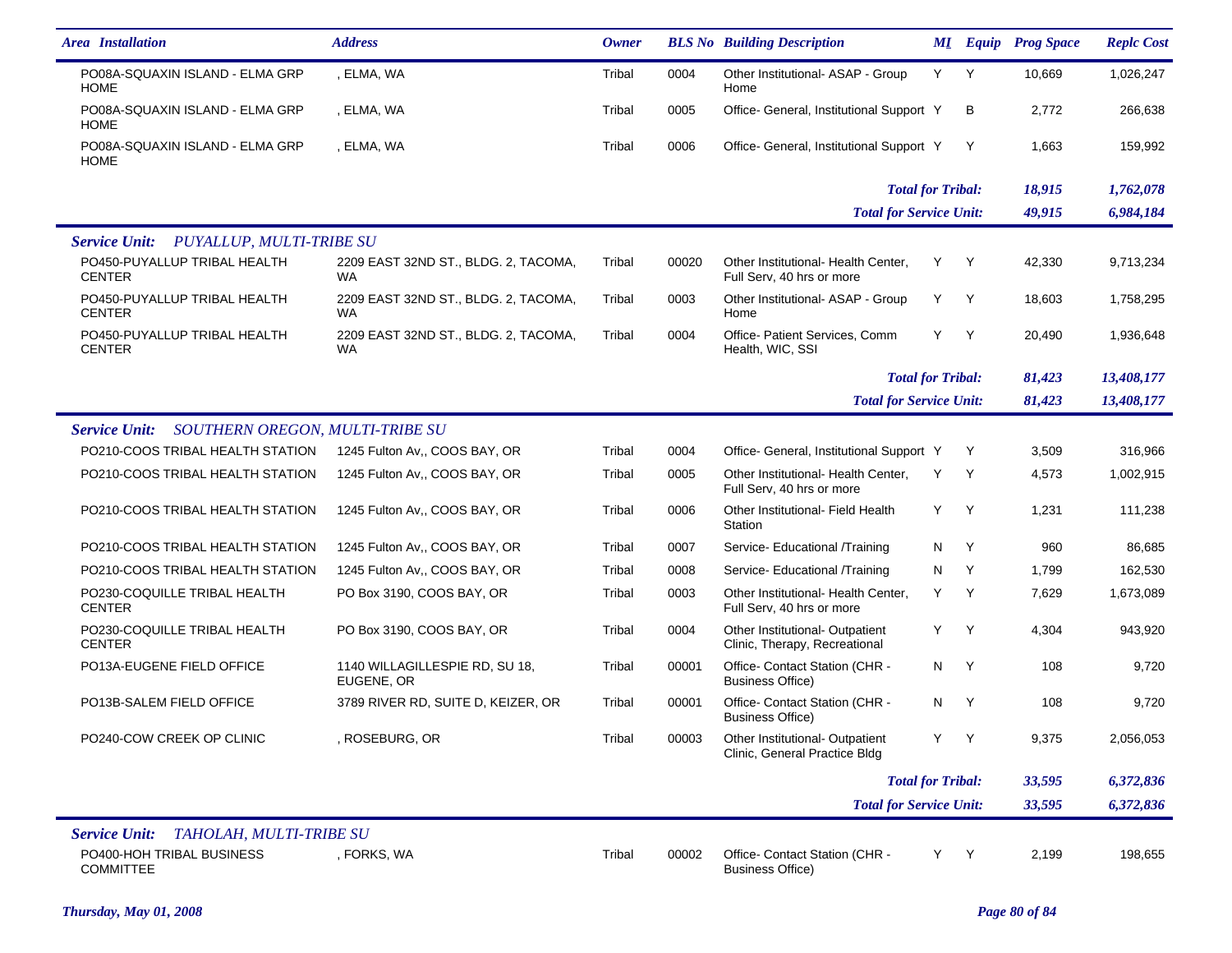| Area Installation | Address | Owner | BLS No | Building Description | MI | Equip | Prog Space | Replc Cost |
|---|---|---|---|---|---|---|---|---|
| PO08A-SQUAXIN ISLAND - ELMA GRP HOME | , ELMA, WA | Tribal | 0004 | Other Institutional- ASAP - Group Home | Y | Y | 10,669 | 1,026,247 |
| PO08A-SQUAXIN ISLAND - ELMA GRP HOME | , ELMA, WA | Tribal | 0005 | Office- General, Institutional Support | Y | B | 2,772 | 266,638 |
| PO08A-SQUAXIN ISLAND - ELMA GRP HOME | , ELMA, WA | Tribal | 0006 | Office- General, Institutional Support | Y | Y | 1,663 | 159,992 |
| | | | | | | ***Total for Tribal:*** | ***18,915*** | ***1,762,078*** |
| | | | | | | ***Total for Service Unit:*** | ***49,915*** | ***6,984,184*** |
| ***Service Unit: PUYALLUP, MULTI-TRIBE SU*** | | | | | | | | |
| PO450-PUYALLUP TRIBAL HEALTH CENTER | 2209 EAST 32ND ST., BLDG. 2, TACOMA, WA | Tribal | 00020 | Other Institutional- Health Center, Full Serv, 40 hrs or more | Y | Y | 42,330 | 9,713,234 |
| PO450-PUYALLUP TRIBAL HEALTH CENTER | 2209 EAST 32ND ST., BLDG. 2, TACOMA, WA | Tribal | 0003 | Other Institutional- ASAP - Group Home | Y | Y | 18,603 | 1,758,295 |
| PO450-PUYALLUP TRIBAL HEALTH CENTER | 2209 EAST 32ND ST., BLDG. 2, TACOMA, WA | Tribal | 0004 | Office- Patient Services, Comm Health, WIC, SSI | Y | Y | 20,490 | 1,936,648 |
| | | | | | | ***Total for Tribal:*** | ***81,423*** | ***13,408,177*** |
| | | | | | | ***Total for Service Unit:*** | ***81,423*** | ***13,408,177*** |
| ***Service Unit: SOUTHERN OREGON, MULTI-TRIBE SU*** | | | | | | | | |
| PO210-COOS TRIBAL HEALTH STATION | 1245 Fulton Av,, COOS BAY, OR | Tribal | 0004 | Office- General, Institutional Support | Y | Y | 3,509 | 316,966 |
| PO210-COOS TRIBAL HEALTH STATION | 1245 Fulton Av,, COOS BAY, OR | Tribal | 0005 | Other Institutional- Health Center, Full Serv, 40 hrs or more | Y | Y | 4,573 | 1,002,915 |
| PO210-COOS TRIBAL HEALTH STATION | 1245 Fulton Av,, COOS BAY, OR | Tribal | 0006 | Other Institutional- Field Health Station | Y | Y | 1,231 | 111,238 |
| PO210-COOS TRIBAL HEALTH STATION | 1245 Fulton Av,, COOS BAY, OR | Tribal | 0007 | Service- Educational /Training | N | Y | 960 | 86,685 |
| PO210-COOS TRIBAL HEALTH STATION | 1245 Fulton Av,, COOS BAY, OR | Tribal | 0008 | Service- Educational /Training | N | Y | 1,799 | 162,530 |
| PO230-COQUILLE TRIBAL HEALTH CENTER | PO Box 3190, COOS BAY, OR | Tribal | 0003 | Other Institutional- Health Center, Full Serv, 40 hrs or more | Y | Y | 7,629 | 1,673,089 |
| PO230-COQUILLE TRIBAL HEALTH CENTER | PO Box 3190, COOS BAY, OR | Tribal | 0004 | Other Institutional- Outpatient Clinic, Therapy, Recreational | Y | Y | 4,304 | 943,920 |
| PO13A-EUGENE FIELD OFFICE | 1140 WILLAGILLESPIE RD, SU 18, EUGENE, OR | Tribal | 00001 | Office- Contact Station (CHR - Business Office) | N | Y | 108 | 9,720 |
| PO13B-SALEM FIELD OFFICE | 3789 RIVER RD, SUITE D, KEIZER, OR | Tribal | 00001 | Office- Contact Station (CHR - Business Office) | N | Y | 108 | 9,720 |
| PO240-COW CREEK OP CLINIC | , ROSEBURG, OR | Tribal | 00003 | Other Institutional- Outpatient Clinic, General Practice Bldg | Y | Y | 9,375 | 2,056,053 |
| | | | | | | ***Total for Tribal:*** | ***33,595*** | ***6,372,836*** |
| | | | | | | ***Total for Service Unit:*** | ***33,595*** | ***6,372,836*** |
| ***Service Unit: TAHOLAH, MULTI-TRIBE SU*** | | | | | | | | |
| PO400-HOH TRIBAL BUSINESS COMMITTEE | , FORKS, WA | Tribal | 00002 | Office- Contact Station (CHR - Business Office) | Y | Y | 2,199 | 198,655 |

*Thursday, May 01, 2008*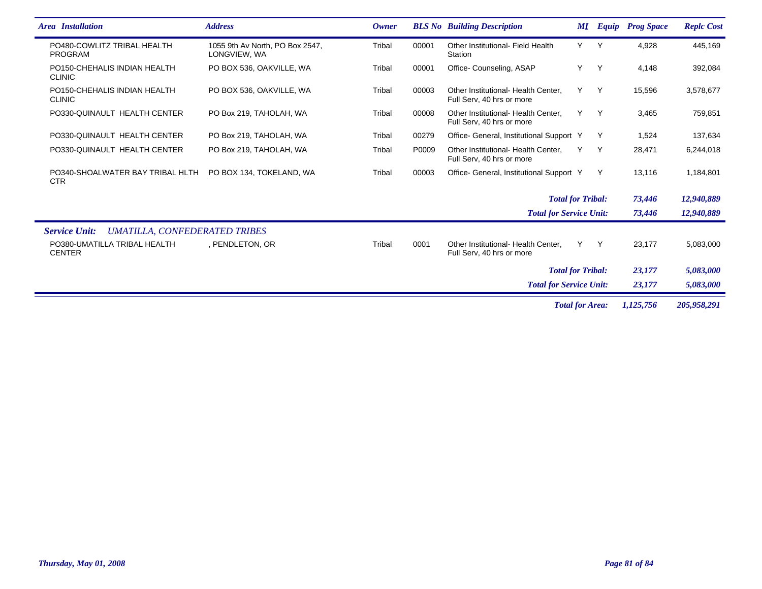| Area Installation | Address | Owner | BLS No | Building Description | MI | Equip | Prog Space | Replc Cost |
|---|---|---|---|---|---|---|---|---|
| PO480-COWLITZ TRIBAL HEALTH PROGRAM | 1055 9th Av North, PO Box 2547, LONGVIEW, WA | Tribal | 00001 | Other Institutional- Field Health Station | Y | Y | 4,928 | 445,169 |
| PO150-CHEHALIS INDIAN HEALTH CLINIC | PO BOX 536, OAKVILLE, WA | Tribal | 00001 | Office- Counseling, ASAP | Y | Y | 4,148 | 392,084 |
| PO150-CHEHALIS INDIAN HEALTH CLINIC | PO BOX 536, OAKVILLE, WA | Tribal | 00003 | Other Institutional- Health Center, Full Serv, 40 hrs or more | Y | Y | 15,596 | 3,578,677 |
| PO330-QUINAULT HEALTH CENTER | PO Box 219, TAHOLAH, WA | Tribal | 00008 | Other Institutional- Health Center, Full Serv, 40 hrs or more | Y | Y | 3,465 | 759,851 |
| PO330-QUINAULT HEALTH CENTER | PO Box 219, TAHOLAH, WA | Tribal | 00279 | Office- General, Institutional Support | Y | Y | 1,524 | 137,634 |
| PO330-QUINAULT HEALTH CENTER | PO Box 219, TAHOLAH, WA | Tribal | P0009 | Other Institutional- Health Center, Full Serv, 40 hrs or more | Y | Y | 28,471 | 6,244,018 |
| PO340-SHOALWATER BAY TRIBAL HLTH CTR | PO BOX 134, TOKELAND, WA | Tribal | 00003 | Office- General, Institutional Support | Y | Y | 13,116 | 1,184,801 |
| | | | | ***Total for Tribal:*** | | | ***73,446*** | ***12,940,889*** |
| | | | | ***Total for Service Unit:*** | | | ***73,446*** | ***12,940,889*** |
| ***Service Unit: UMATILLA, CONFEDERATED TRIBES*** | | | | | | | | |
| PO380-UMATILLA TRIBAL HEALTH CENTER | , PENDLETON, OR | Tribal | 0001 | Other Institutional- Health Center, Full Serv, 40 hrs or more | Y | Y | 23,177 | 5,083,000 |
| | | | | ***Total for Tribal:*** | | | ***23,177*** | ***5,083,000*** |
| | | | | ***Total for Service Unit:*** | | | ***23,177*** | ***5,083,000*** |
| | | | | ***Total for Area:*** | | | ***1,125,756*** | ***205,958,291*** |

*Thursday, May 01, 2008*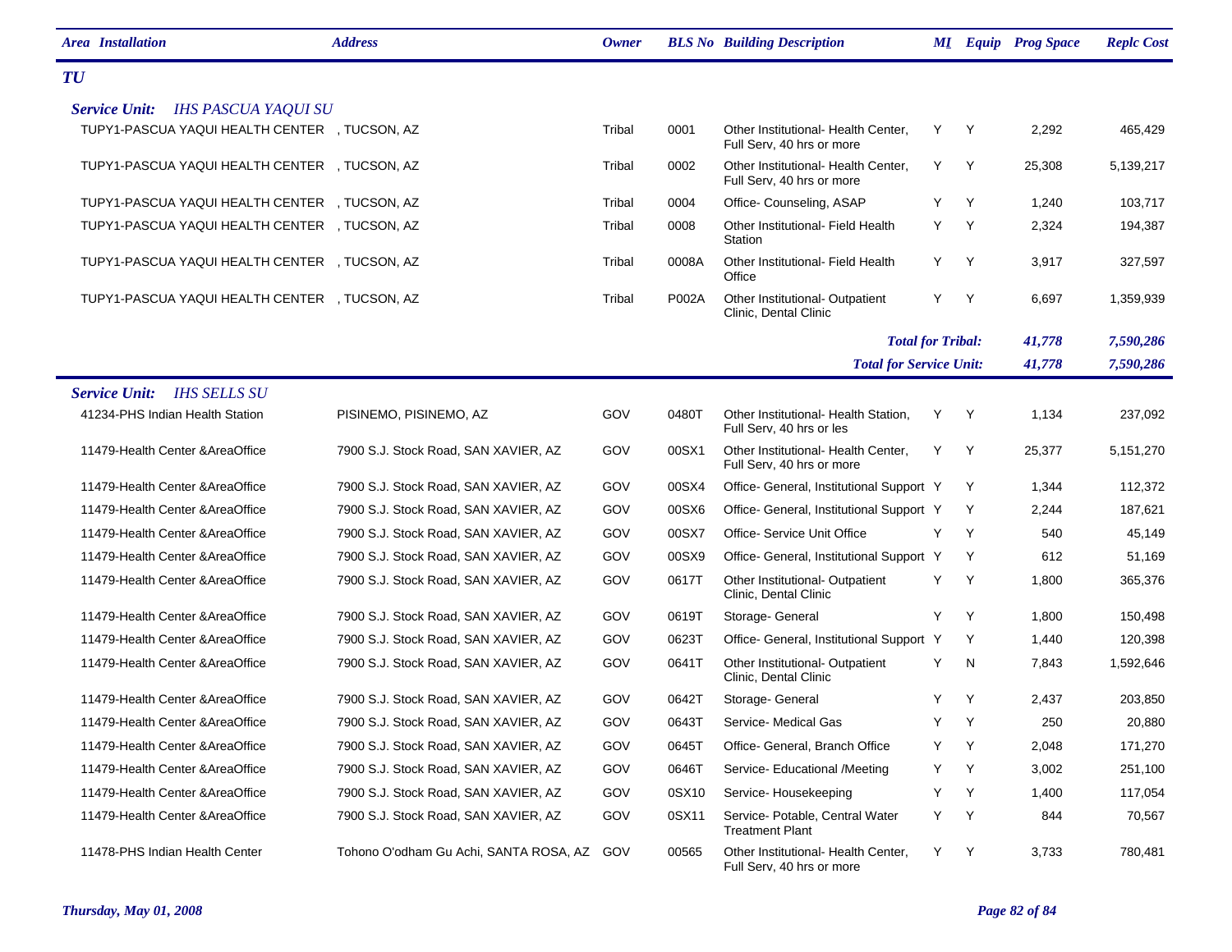| Area Installation | Address | Owner | BLS No | Building Description | MI | Equip | Prog Space | Replc Cost |
|---|---|---|---|---|---|---|---|---|
| ***TU*** | | | | | | | | |
| ***Service Unit: IHS PASCUA YAQUI SU*** | | | | | | | | |
| TUPY1-PASCUA YAQUI HEALTH CENTER | , TUCSON, AZ | Tribal | 0001 | Other Institutional- Health Center, Full Serv, 40 hrs or more | Y | Y | 2,292 | 465,429 |
| TUPY1-PASCUA YAQUI HEALTH CENTER | , TUCSON, AZ | Tribal | 0002 | Other Institutional- Health Center, Full Serv, 40 hrs or more | Y | Y | 25,308 | 5,139,217 |
| TUPY1-PASCUA YAQUI HEALTH CENTER | , TUCSON, AZ | Tribal | 0004 | Office- Counseling, ASAP | Y | Y | 1,240 | 103,717 |
| TUPY1-PASCUA YAQUI HEALTH CENTER | , TUCSON, AZ | Tribal | 0008 | Other Institutional- Field Health Station | Y | Y | 2,324 | 194,387 |
| TUPY1-PASCUA YAQUI HEALTH CENTER | , TUCSON, AZ | Tribal | 0008A | Other Institutional- Field Health Office | Y | Y | 3,917 | 327,597 |
| TUPY1-PASCUA YAQUI HEALTH CENTER | , TUCSON, AZ | Tribal | P002A | Other Institutional- Outpatient Clinic, Dental Clinic | Y | Y | 6,697 | 1,359,939 |
| | | | | ***Total for Tribal:*** | | | ***41,778*** | ***7,590,286*** |
| | | | | ***Total for Service Unit:*** | | | ***41,778*** | ***7,590,286*** |
| ***Service Unit: IHS SELLS SU*** | | | | | | | | |
| 41234-PHS Indian Health Station | PISINEMO, PISINEMO, AZ | GOV | 0480T | Other Institutional- Health Station, Full Serv, 40 hrs or les | Y | Y | 1,134 | 237,092 |
| 11479-Health Center &AreaOffice | 7900 S.J. Stock Road, SAN XAVIER, AZ | GOV | 00SX1 | Other Institutional- Health Center, Full Serv, 40 hrs or more | Y | Y | 25,377 | 5,151,270 |
| 11479-Health Center &AreaOffice | 7900 S.J. Stock Road, SAN XAVIER, AZ | GOV | 00SX4 | Office- General, Institutional Support | Y | Y | 1,344 | 112,372 |
| 11479-Health Center &AreaOffice | 7900 S.J. Stock Road, SAN XAVIER, AZ | GOV | 00SX6 | Office- General, Institutional Support | Y | Y | 2,244 | 187,621 |
| 11479-Health Center &AreaOffice | 7900 S.J. Stock Road, SAN XAVIER, AZ | GOV | 00SX7 | Office- Service Unit Office | Y | Y | 540 | 45,149 |
| 11479-Health Center &AreaOffice | 7900 S.J. Stock Road, SAN XAVIER, AZ | GOV | 00SX9 | Office- General, Institutional Support | Y | Y | 612 | 51,169 |
| 11479-Health Center &AreaOffice | 7900 S.J. Stock Road, SAN XAVIER, AZ | GOV | 0617T | Other Institutional- Outpatient Clinic, Dental Clinic | Y | Y | 1,800 | 365,376 |
| 11479-Health Center &AreaOffice | 7900 S.J. Stock Road, SAN XAVIER, AZ | GOV | 0619T | Storage- General | Y | Y | 1,800 | 150,498 |
| 11479-Health Center &AreaOffice | 7900 S.J. Stock Road, SAN XAVIER, AZ | GOV | 0623T | Office- General, Institutional Support | Y | Y | 1,440 | 120,398 |
| 11479-Health Center &AreaOffice | 7900 S.J. Stock Road, SAN XAVIER, AZ | GOV | 0641T | Other Institutional- Outpatient Clinic, Dental Clinic | Y | N | 7,843 | 1,592,646 |
| 11479-Health Center &AreaOffice | 7900 S.J. Stock Road, SAN XAVIER, AZ | GOV | 0642T | Storage- General | Y | Y | 2,437 | 203,850 |
| 11479-Health Center &AreaOffice | 7900 S.J. Stock Road, SAN XAVIER, AZ | GOV | 0643T | Service- Medical Gas | Y | Y | 250 | 20,880 |
| 11479-Health Center &AreaOffice | 7900 S.J. Stock Road, SAN XAVIER, AZ | GOV | 0645T | Office- General, Branch Office | Y | Y | 2,048 | 171,270 |
| 11479-Health Center &AreaOffice | 7900 S.J. Stock Road, SAN XAVIER, AZ | GOV | 0646T | Service- Educational /Meeting | Y | Y | 3,002 | 251,100 |
| 11479-Health Center &AreaOffice | 7900 S.J. Stock Road, SAN XAVIER, AZ | GOV | 0SX10 | Service- Housekeeping | Y | Y | 1,400 | 117,054 |
| 11479-Health Center &AreaOffice | 7900 S.J. Stock Road, SAN XAVIER, AZ | GOV | 0SX11 | Service- Potable, Central Water Treatment Plant | Y | Y | 844 | 70,567 |
| 11478-PHS Indian Health Center | Tohono O'odham Gu Achi, SANTA ROSA, AZ | GOV | 00565 | Other Institutional- Health Center, Full Serv, 40 hrs or more | Y | Y | 3,733 | 780,481 |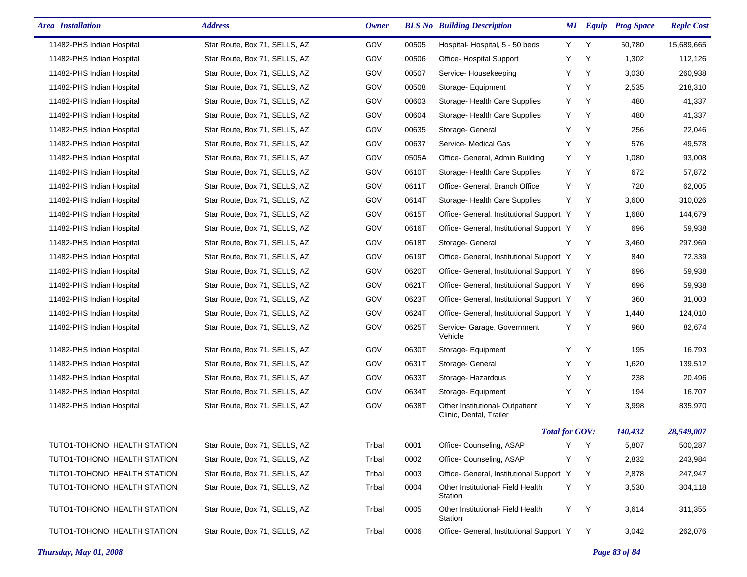| Area Installation | Address | Owner | BLS No | Building Description | MI | Equip | Prog Space | Replc Cost |
|---|---|---|---|---|---|---|---|---|
| 11482-PHS Indian Hospital | Star Route, Box 71, SELLS, AZ | GOV | 00505 | Hospital- Hospital, 5 - 50 beds | Y | Y | 50,780 | 15,689,665 |
| 11482-PHS Indian Hospital | Star Route, Box 71, SELLS, AZ | GOV | 00506 | Office- Hospital Support | Y | Y | 1,302 | 112,126 |
| 11482-PHS Indian Hospital | Star Route, Box 71, SELLS, AZ | GOV | 00507 | Service- Housekeeping | Y | Y | 3,030 | 260,938 |
| 11482-PHS Indian Hospital | Star Route, Box 71, SELLS, AZ | GOV | 00508 | Storage- Equipment | Y | Y | 2,535 | 218,310 |
| 11482-PHS Indian Hospital | Star Route, Box 71, SELLS, AZ | GOV | 00603 | Storage- Health Care Supplies | Y | Y | 480 | 41,337 |
| 11482-PHS Indian Hospital | Star Route, Box 71, SELLS, AZ | GOV | 00604 | Storage- Health Care Supplies | Y | Y | 480 | 41,337 |
| 11482-PHS Indian Hospital | Star Route, Box 71, SELLS, AZ | GOV | 00635 | Storage- General | Y | Y | 256 | 22,046 |
| 11482-PHS Indian Hospital | Star Route, Box 71, SELLS, AZ | GOV | 00637 | Service- Medical Gas | Y | Y | 576 | 49,578 |
| 11482-PHS Indian Hospital | Star Route, Box 71, SELLS, AZ | GOV | 0505A | Office- General, Admin Building | Y | Y | 1,080 | 93,008 |
| 11482-PHS Indian Hospital | Star Route, Box 71, SELLS, AZ | GOV | 0610T | Storage- Health Care Supplies | Y | Y | 672 | 57,872 |
| 11482-PHS Indian Hospital | Star Route, Box 71, SELLS, AZ | GOV | 0611T | Office- General, Branch Office | Y | Y | 720 | 62,005 |
| 11482-PHS Indian Hospital | Star Route, Box 71, SELLS, AZ | GOV | 0614T | Storage- Health Care Supplies | Y | Y | 3,600 | 310,026 |
| 11482-PHS Indian Hospital | Star Route, Box 71, SELLS, AZ | GOV | 0615T | Office- General, Institutional Support | Y | Y | 1,680 | 144,679 |
| 11482-PHS Indian Hospital | Star Route, Box 71, SELLS, AZ | GOV | 0616T | Office- General, Institutional Support | Y | Y | 696 | 59,938 |
| 11482-PHS Indian Hospital | Star Route, Box 71, SELLS, AZ | GOV | 0618T | Storage- General | Y | Y | 3,460 | 297,969 |
| 11482-PHS Indian Hospital | Star Route, Box 71, SELLS, AZ | GOV | 0619T | Office- General, Institutional Support | Y | Y | 840 | 72,339 |
| 11482-PHS Indian Hospital | Star Route, Box 71, SELLS, AZ | GOV | 0620T | Office- General, Institutional Support | Y | Y | 696 | 59,938 |
| 11482-PHS Indian Hospital | Star Route, Box 71, SELLS, AZ | GOV | 0621T | Office- General, Institutional Support | Y | Y | 696 | 59,938 |
| 11482-PHS Indian Hospital | Star Route, Box 71, SELLS, AZ | GOV | 0623T | Office- General, Institutional Support | Y | Y | 360 | 31,003 |
| 11482-PHS Indian Hospital | Star Route, Box 71, SELLS, AZ | GOV | 0624T | Office- General, Institutional Support | Y | Y | 1,440 | 124,010 |
| 11482-PHS Indian Hospital | Star Route, Box 71, SELLS, AZ | GOV | 0625T | Service- Garage, Government Vehicle | Y | Y | 960 | 82,674 |
| 11482-PHS Indian Hospital | Star Route, Box 71, SELLS, AZ | GOV | 0630T | Storage- Equipment | Y | Y | 195 | 16,793 |
| 11482-PHS Indian Hospital | Star Route, Box 71, SELLS, AZ | GOV | 0631T | Storage- General | Y | Y | 1,620 | 139,512 |
| 11482-PHS Indian Hospital | Star Route, Box 71, SELLS, AZ | GOV | 0633T | Storage- Hazardous | Y | Y | 238 | 20,496 |
| 11482-PHS Indian Hospital | Star Route, Box 71, SELLS, AZ | GOV | 0634T | Storage- Equipment | Y | Y | 194 | 16,707 |
| 11482-PHS Indian Hospital | Star Route, Box 71, SELLS, AZ | GOV | 0638T | Other Institutional- Outpatient Clinic, Dental, Trailer | Y | Y | 3,998 | 835,970 |
| | | | | | ***Total for GOV:*** | | ***140,432*** | ***28,549,007*** |
| TUTO1-TOHONO HEALTH STATION | Star Route, Box 71, SELLS, AZ | Tribal | 0001 | Office- Counseling, ASAP | Y | Y | 5,807 | 500,287 |
| TUTO1-TOHONO HEALTH STATION | Star Route, Box 71, SELLS, AZ | Tribal | 0002 | Office- Counseling, ASAP | Y | Y | 2,832 | 243,984 |
| TUTO1-TOHONO HEALTH STATION | Star Route, Box 71, SELLS, AZ | Tribal | 0003 | Office- General, Institutional Support | Y | Y | 2,878 | 247,947 |
| TUTO1-TOHONO HEALTH STATION | Star Route, Box 71, SELLS, AZ | Tribal | 0004 | Other Institutional- Field Health Station | Y | Y | 3,530 | 304,118 |
| TUTO1-TOHONO HEALTH STATION | Star Route, Box 71, SELLS, AZ | Tribal | 0005 | Other Institutional- Field Health Station | Y | Y | 3,614 | 311,355 |
| TUTO1-TOHONO HEALTH STATION | Star Route, Box 71, SELLS, AZ | Tribal | 0006 | Office- General, Institutional Support | Y | Y | 3,042 | 262,076 |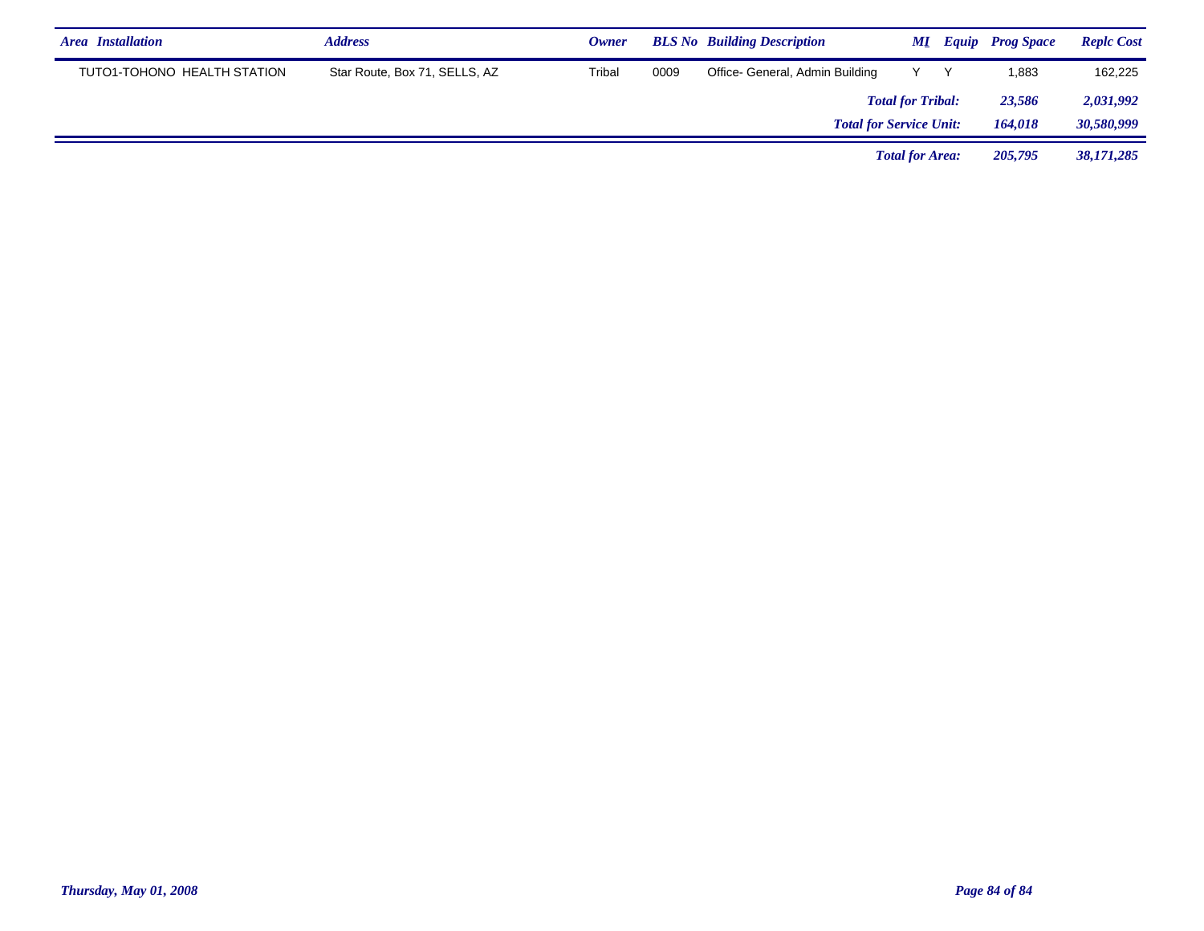| Area | Installation | Address | Owner | BLS No | Building Description | MI | Equip | Prog Space | Replc Cost |
|---|---|---|---|---|---|---|---|---|---|
| | TUTO1-TOHONO HEALTH STATION | Star Route, Box 71, SELLS, AZ | Tribal | 0009 | Office- General, Admin Building | Y | Y | 1,883 | 162,225 |
| | | | | | | ***Total for Tribal:*** | | ***23,586*** | ***2,031,992*** |
| | | | | | | ***Total for Service Unit:*** | | ***164,018*** | ***30,580,999*** |
| | | | | | | ***Total for Area:*** | | ***205,795*** | ***38,171,285*** |

*Thursday, May 01, 2008*